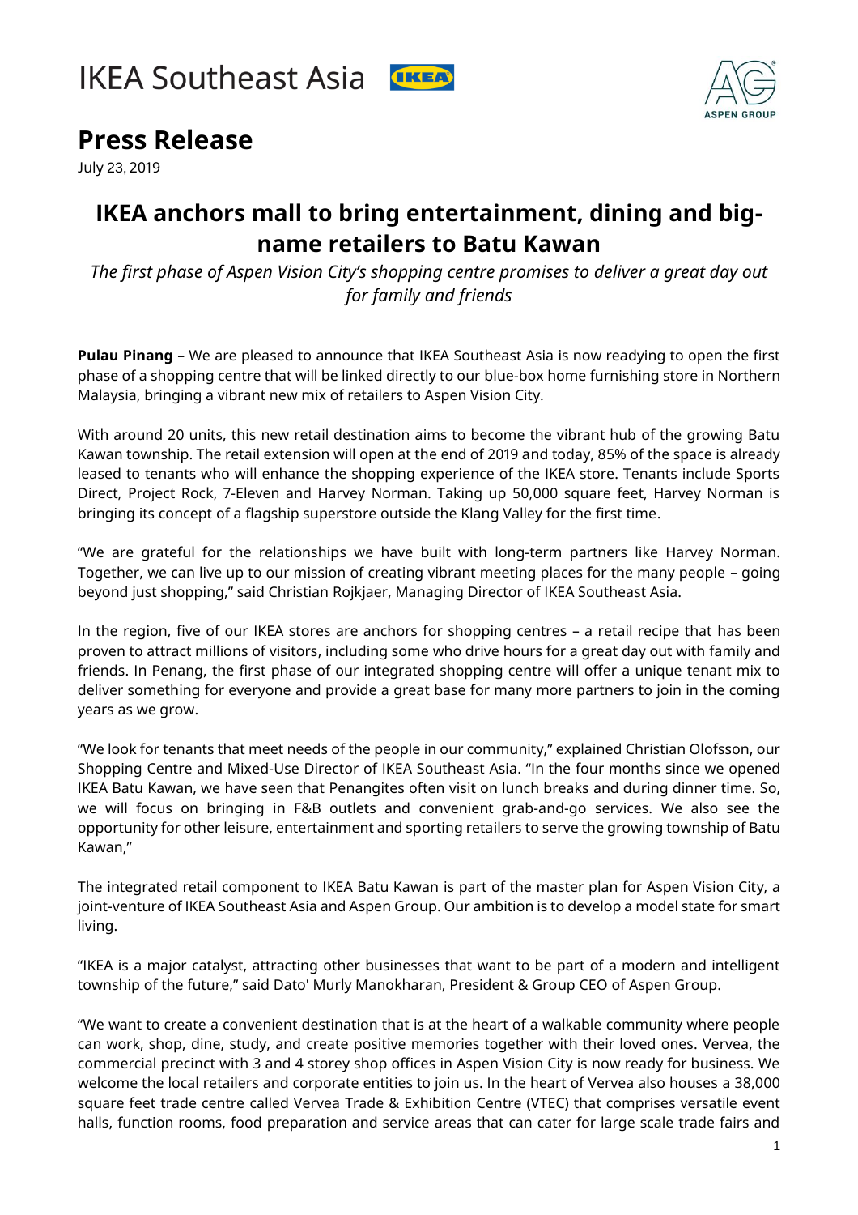IKEA Southeast Asia

# Press Release

July 23, 2019

## IKEA anchors mall to bring entertainment, dining and big-name retailers to Batu Kawan

*The first phase of Aspen Vision City's shopping centre promises to deliver a great day out for family and friends*

**Pulau Pinang** – We are pleased to announce that IKEA Southeast Asia is now readying to open the first phase of a shopping centre that will be linked directly to our blue-box home furnishing store in Northern Malaysia, bringing a vibrant new mix of retailers to Aspen Vision City.

With around 20 units, this new retail destination aims to become the vibrant hub of the growing Batu Kawan township. The retail extension will open at the end of 2019 and today, 85% of the space is already leased to tenants who will enhance the shopping experience of the IKEA store. Tenants include Sports Direct, Project Rock, 7-Eleven and Harvey Norman. Taking up 50,000 square feet, Harvey Norman is bringing its concept of a flagship superstore outside the Klang Valley for the first time.

"We are grateful for the relationships we have built with long-term partners like Harvey Norman. Together, we can live up to our mission of creating vibrant meeting places for the many people – going beyond just shopping," said Christian Rojkjaer, Managing Director of IKEA Southeast Asia.

In the region, five of our IKEA stores are anchors for shopping centres – a retail recipe that has been proven to attract millions of visitors, including some who drive hours for a great day out with family and friends. In Penang, the first phase of our integrated shopping centre will offer a unique tenant mix to deliver something for everyone and provide a great base for many more partners to join in the coming years as we grow.

"We look for tenants that meet needs of the people in our community," explained Christian Olofsson, our Shopping Centre and Mixed-Use Director of IKEA Southeast Asia. "In the four months since we opened IKEA Batu Kawan, we have seen that Penangites often visit on lunch breaks and during dinner time. So, we will focus on bringing in F&B outlets and convenient grab-and-go services. We also see the opportunity for other leisure, entertainment and sporting retailers to serve the growing township of Batu Kawan,"

The integrated retail component to IKEA Batu Kawan is part of the master plan for Aspen Vision City, a joint-venture of IKEA Southeast Asia and Aspen Group. Our ambition is to develop a model state for smart living.

"IKEA is a major catalyst, attracting other businesses that want to be part of a modern and intelligent township of the future," said Dato' Murly Manokharan, President & Group CEO of Aspen Group.

"We want to create a convenient destination that is at the heart of a walkable community where people can work, shop, dine, study, and create positive memories together with their loved ones. Vervea, the commercial precinct with 3 and 4 storey shop offices in Aspen Vision City is now ready for business. We welcome the local retailers and corporate entities to join us. In the heart of Vervea also houses a 38,000 square feet trade centre called Vervea Trade & Exhibition Centre (VTEC) that comprises versatile event halls, function rooms, food preparation and service areas that can cater for large scale trade fairs and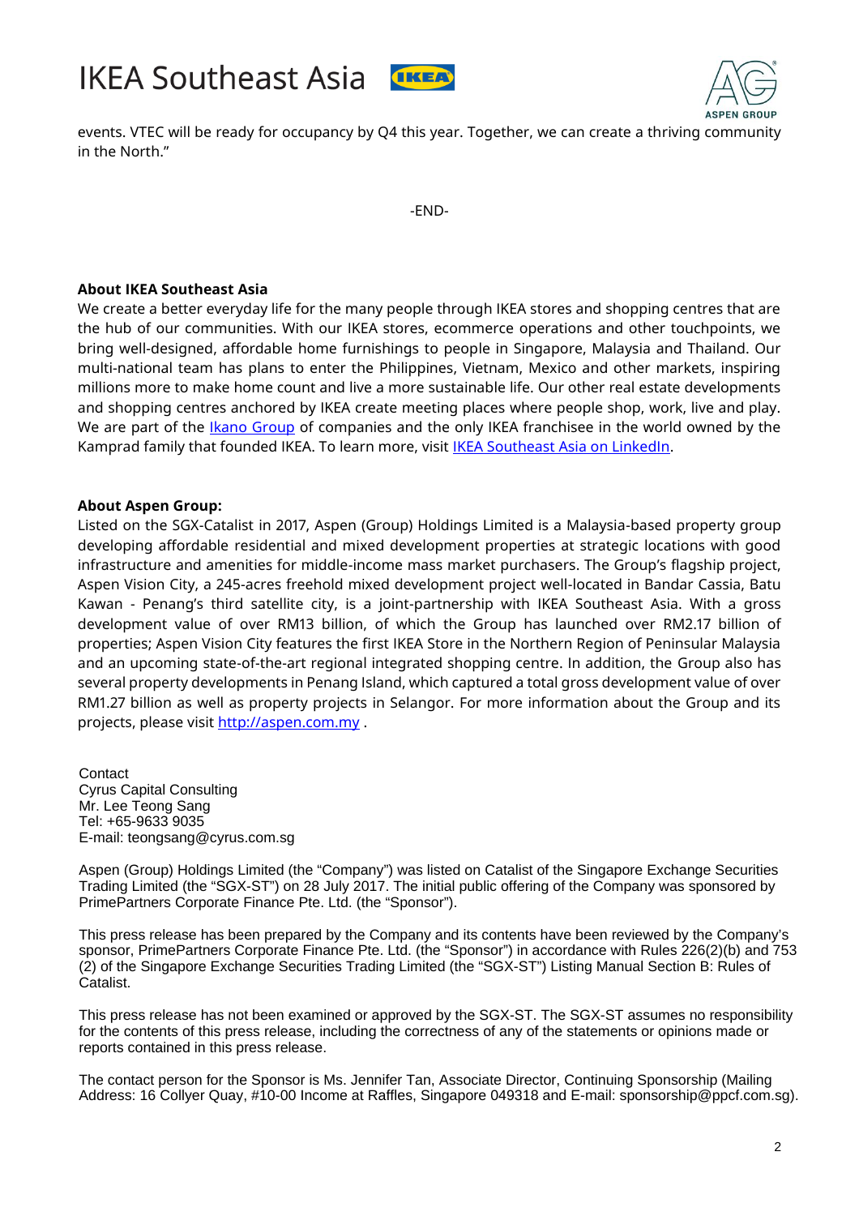events. VTEC will be ready for occupancy by Q4 this year. Together, we can create a thriving community in the North."

-END-

**About IKEA Southeast Asia**

We create a better everyday life for the many people through IKEA stores and shopping centres that are the hub of our communities. With our IKEA stores, ecommerce operations and other touchpoints, we bring well-designed, affordable home furnishings to people in Singapore, Malaysia and Thailand. Our multi-national team has plans to enter the Philippines, Vietnam, Mexico and other markets, inspiring millions more to make home count and live a more sustainable life. Our other real estate developments and shopping centres anchored by IKEA create meeting places where people shop, work, live and play. We are part of the Ikano Group of companies and the only IKEA franchisee in the world owned by the Kamprad family that founded IKEA. To learn more, visit IKEA Southeast Asia on LinkedIn.

**About Aspen Group:**

Listed on the SGX-Catalist in 2017, Aspen (Group) Holdings Limited is a Malaysia-based property group developing affordable residential and mixed development properties at strategic locations with good infrastructure and amenities for middle-income mass market purchasers. The Group's flagship project, Aspen Vision City, a 245-acres freehold mixed development project well-located in Bandar Cassia, Batu Kawan - Penang's third satellite city, is a joint-partnership with IKEA Southeast Asia. With a gross development value of over RM13 billion, of which the Group has launched over RM2.17 billion of properties; Aspen Vision City features the first IKEA Store in the Northern Region of Peninsular Malaysia and an upcoming state-of-the-art regional integrated shopping centre. In addition, the Group also has several property developments in Penang Island, which captured a total gross development value of over RM1.27 billion as well as property projects in Selangor. For more information about the Group and its projects, please visit http://aspen.com.my .

Contact
Cyrus Capital Consulting
Mr. Lee Teong Sang
Tel: +65-9633 9035
E-mail: teongsang@cyrus.com.sg

Aspen (Group) Holdings Limited (the "Company") was listed on Catalist of the Singapore Exchange Securities Trading Limited (the "SGX-ST") on 28 July 2017. The initial public offering of the Company was sponsored by PrimePartners Corporate Finance Pte. Ltd. (the "Sponsor").

This press release has been prepared by the Company and its contents have been reviewed by the Company's sponsor, PrimePartners Corporate Finance Pte. Ltd. (the "Sponsor") in accordance with Rules 226(2)(b) and 753 (2) of the Singapore Exchange Securities Trading Limited (the "SGX-ST") Listing Manual Section B: Rules of Catalist.

This press release has not been examined or approved by the SGX-ST. The SGX-ST assumes no responsibility for the contents of this press release, including the correctness of any of the statements or opinions made or reports contained in this press release.

The contact person for the Sponsor is Ms. Jennifer Tan, Associate Director, Continuing Sponsorship (Mailing Address: 16 Collyer Quay, #10-00 Income at Raffles, Singapore 049318 and E-mail: sponsorship@ppcf.com.sg).